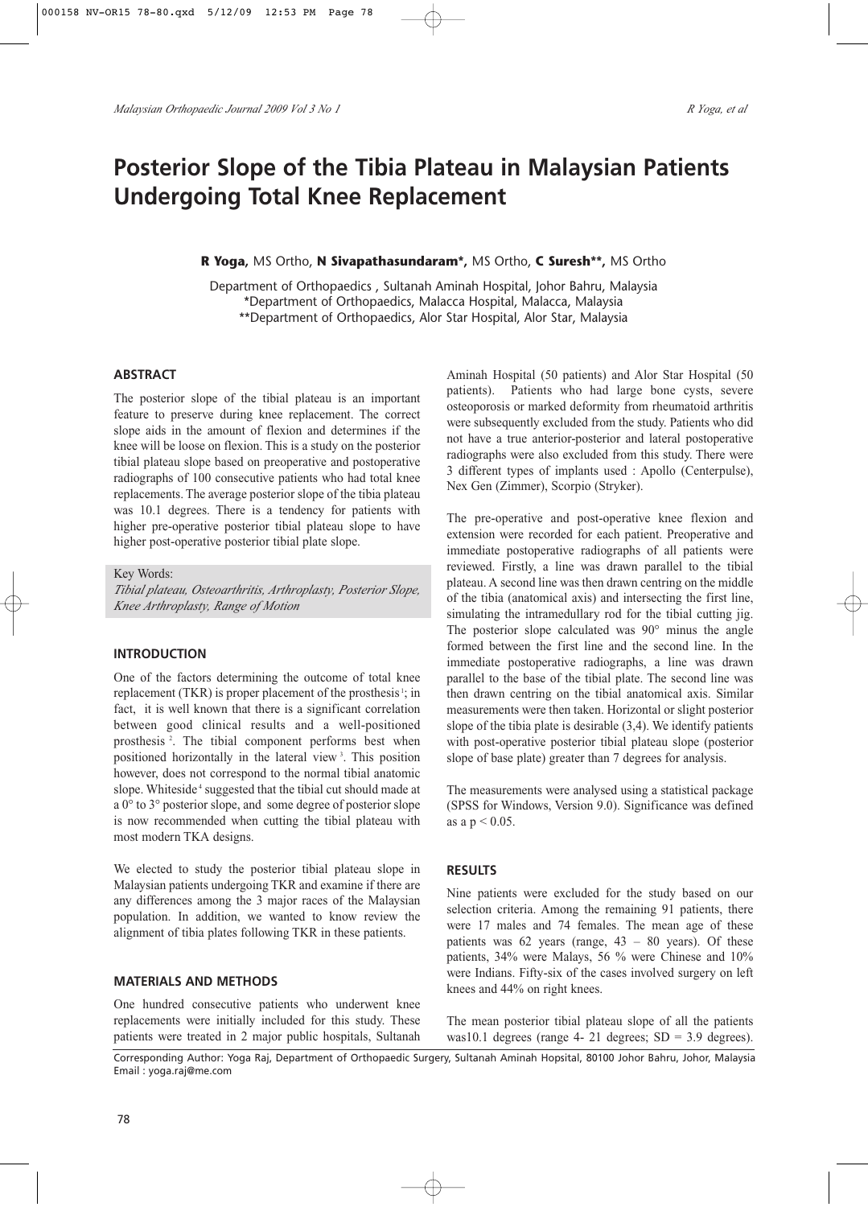# Posterior Slope of the Tibia Plateau in Malaysian Patients Undergoing Total Knee Replacement

**R Yoga,** MS Ortho, **N Sivapathasundaram\*,** MS Ortho, **C Suresh\*\*,** MS Ortho

Department of Orthopaedics , Sultanah Aminah Hospital, Johor Bahru, Malaysia
\*Department of Orthopaedics, Malacca Hospital, Malacca, Malaysia
\*\*Department of Orthopaedics, Alor Star Hospital, Alor Star, Malaysia

## ABSTRACT

The posterior slope of the tibial plateau is an important feature to preserve during knee replacement. The correct slope aids in the amount of flexion and determines if the knee will be loose on flexion. This is a study on the posterior tibial plateau slope based on preoperative and postoperative radiographs of 100 consecutive patients who had total knee replacements. The average posterior slope of the tibia plateau was 10.1 degrees. There is a tendency for patients with higher pre-operative posterior tibial plateau slope to have higher post-operative posterior tibial plate slope.

Key Words:
*Tibial plateau, Osteoarthritis, Arthroplasty, Posterior Slope, Knee Arthroplasty, Range of Motion*

## INTRODUCTION

One of the factors determining the outcome of total knee replacement (TKR) is proper placement of the prosthesis[1]; in fact, it is well known that there is a significant correlation between good clinical results and a well-positioned prosthesis[2]. The tibial component performs best when positioned horizontally in the lateral view[3]. This position however, does not correspond to the normal tibial anatomic slope. Whiteside[4] suggested that the tibial cut should made at a 0° to 3° posterior slope, and some degree of posterior slope is now recommended when cutting the tibial plateau with most modern TKA designs.

We elected to study the posterior tibial plateau slope in Malaysian patients undergoing TKR and examine if there are any differences among the 3 major races of the Malaysian population. In addition, we wanted to know review the alignment of tibia plates following TKR in these patients.

## MATERIALS AND METHODS

One hundred consecutive patients who underwent knee replacements were initially included for this study. These patients were treated in 2 major public hospitals, Sultanah Aminah Hospital (50 patients) and Alor Star Hospital (50 patients). Patients who had large bone cysts, severe osteoporosis or marked deformity from rheumatoid arthritis were subsequently excluded from the study. Patients who did not have a true anterior-posterior and lateral postoperative radiographs were also excluded from this study. There were 3 different types of implants used : Apollo (Centerpulse), Nex Gen (Zimmer), Scorpio (Stryker).

The pre-operative and post-operative knee flexion and extension were recorded for each patient. Preoperative and immediate postoperative radiographs of all patients were reviewed. Firstly, a line was drawn parallel to the tibial plateau. A second line was then drawn centring on the middle of the tibia (anatomical axis) and intersecting the first line, simulating the intramedullary rod for the tibial cutting jig. The posterior slope calculated was 90° minus the angle formed between the first line and the second line. In the immediate postoperative radiographs, a line was drawn parallel to the base of the tibial plate. The second line was then drawn centring on the tibial anatomical axis. Similar measurements were then taken. Horizontal or slight posterior slope of the tibia plate is desirable (3,4). We identify patients with post-operative posterior tibial plateau slope (posterior slope of base plate) greater than 7 degrees for analysis.

The measurements were analysed using a statistical package (SPSS for Windows, Version 9.0). Significance was defined as a $p < 0.05$.

## RESULTS

Nine patients were excluded for the study based on our selection criteria. Among the remaining 91 patients, there were 17 males and 74 females. The mean age of these patients was 62 years (range, 43 – 80 years). Of these patients, 34% were Malays, 56 % were Chinese and 10% were Indians. Fifty-six of the cases involved surgery on left knees and 44% on right knees.

The mean posterior tibial plateau slope of all the patients was10.1 degrees (range 4- 21 degrees; SD = 3.9 degrees).

Corresponding Author: Yoga Raj, Department of Orthopaedic Surgery, Sultanah Aminah Hopsital, 80100 Johor Bahru, Johor, Malaysia Email : yoga.raj@me.com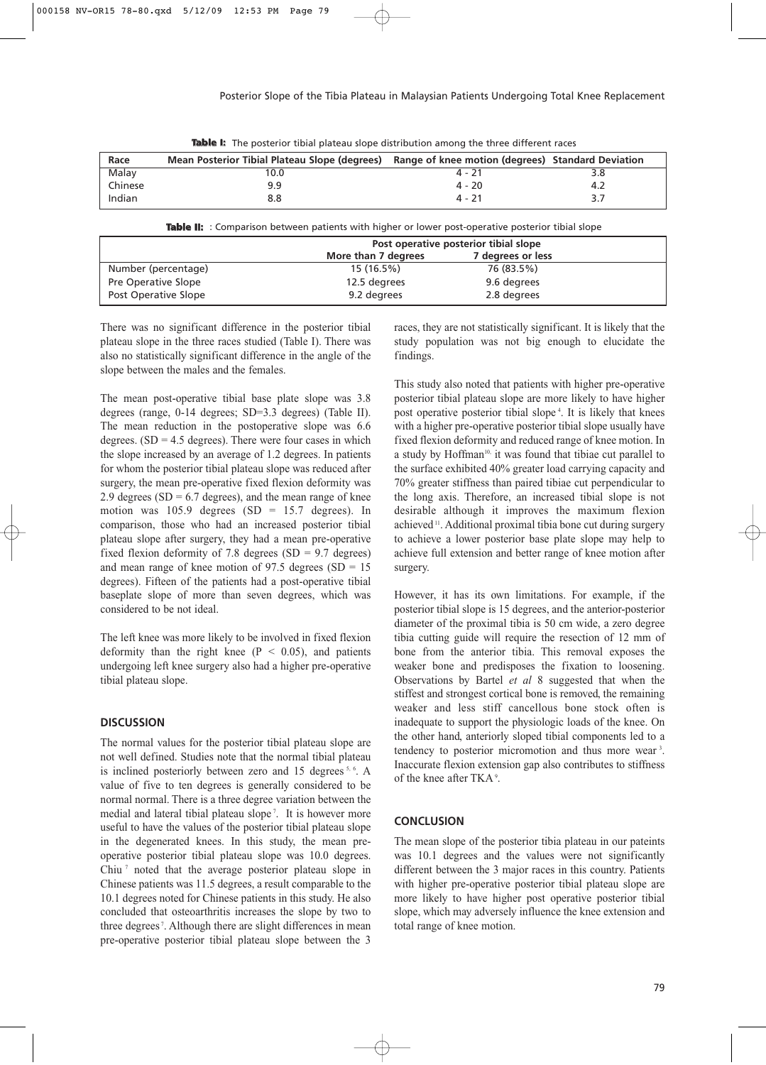**Table I:** The posterior tibial plateau slope distribution among the three different races

| Race | Mean Posterior Tibial Plateau Slope (degrees) | Range of knee motion (degrees) | Standard Deviation |
|---|---|---|---|
| Malay | 10.0 | 4 - 21 | 3.8 |
| Chinese | 9.9 | 4 - 20 | 4.2 |
| Indian | 8.8 | 4 - 21 | 3.7 |

**Table II:** : Comparison between patients with higher or lower post-operative posterior tibial slope

| | Post operative posterior tibial slope | |
|---|---|---|
| | More than 7 degrees | 7 degrees or less |
| Number (percentage) | 15 (16.5%) | 76 (83.5%) |
| Pre Operative Slope | 12.5 degrees | 9.6 degrees |
| Post Operative Slope | 9.2 degrees | 2.8 degrees |

There was no significant difference in the posterior tibial plateau slope in the three races studied (Table I). There was also no statistically significant difference in the angle of the slope between the males and the females.

The mean post-operative tibial base plate slope was 3.8 degrees (range, 0-14 degrees; SD=3.3 degrees) (Table II). The mean reduction in the postoperative slope was 6.6 degrees. (SD = 4.5 degrees). There were four cases in which the slope increased by an average of 1.2 degrees. In patients for whom the posterior tibial plateau slope was reduced after surgery, the mean pre-operative fixed flexion deformity was 2.9 degrees (SD = 6.7 degrees), and the mean range of knee motion was 105.9 degrees (SD = 15.7 degrees). In comparison, those who had an increased posterior tibial plateau slope after surgery, they had a mean pre-operative fixed flexion deformity of 7.8 degrees (SD = 9.7 degrees) and mean range of knee motion of 97.5 degrees (SD = 15 degrees). Fifteen of the patients had a post-operative tibial baseplate slope of more than seven degrees, which was considered to be not ideal.

The left knee was more likely to be involved in fixed flexion deformity than the right knee ($P < 0.05$), and patients undergoing left knee surgery also had a higher pre-operative tibial plateau slope.

## DISCUSSION

The normal values for the posterior tibial plateau slope are not well defined. Studies note that the normal tibial plateau is inclined posteriorly between zero and 15 degrees[5, 6]. A value of five to ten degrees is generally considered to be normal normal. There is a three degree variation between the medial and lateral tibial plateau slope[7]. It is however more useful to have the values of the posterior tibial plateau slope in the degenerated knees. In this study, the mean pre-operative posterior tibial plateau slope was 10.0 degrees. Chiu[7] noted that the average posterior plateau slope in Chinese patients was 11.5 degrees, a result comparable to the 10.1 degrees noted for Chinese patients in this study. He also concluded that osteoarthritis increases the slope by two to three degrees[7]. Although there are slight differences in mean pre-operative posterior tibial plateau slope between the 3 races, they are not statistically significant. It is likely that the study population was not big enough to elucidate the findings.

This study also noted that patients with higher pre-operative posterior tibial plateau slope are more likely to have higher post operative posterior tibial slope[4]. It is likely that knees with a higher pre-operative posterior tibial slope usually have fixed flexion deformity and reduced range of knee motion. In a study by Hoffman[10], it was found that tibiae cut parallel to the surface exhibited 40% greater load carrying capacity and 70% greater stiffness than paired tibiae cut perpendicular to the long axis. Therefore, an increased tibial slope is not desirable although it improves the maximum flexion achieved[11]. Additional proximal tibia bone cut during surgery to achieve a lower posterior base plate slope may help to achieve full extension and better range of knee motion after surgery.

However, it has its own limitations. For example, if the posterior tibial slope is 15 degrees, and the anterior-posterior diameter of the proximal tibia is 50 cm wide, a zero degree tibia cutting guide will require the resection of 12 mm of bone from the anterior tibia. This removal exposes the weaker bone and predisposes the fixation to loosening. Observations by Bartel *et al* 8 suggested that when the stiffest and strongest cortical bone is removed, the remaining weaker and less stiff cancellous bone stock often is inadequate to support the physiologic loads of the knee. On the other hand, anteriorly sloped tibial components led to a tendency to posterior micromotion and thus more wear[3]. Inaccurate flexion extension gap also contributes to stiffness of the knee after TKA[9].

## CONCLUSION

The mean slope of the posterior tibia plateau in our pateints was 10.1 degrees and the values were not significantly different between the 3 major races in this country. Patients with higher pre-operative posterior tibial plateau slope are more likely to have higher post operative posterior tibial slope, which may adversely influence the knee extension and total range of knee motion.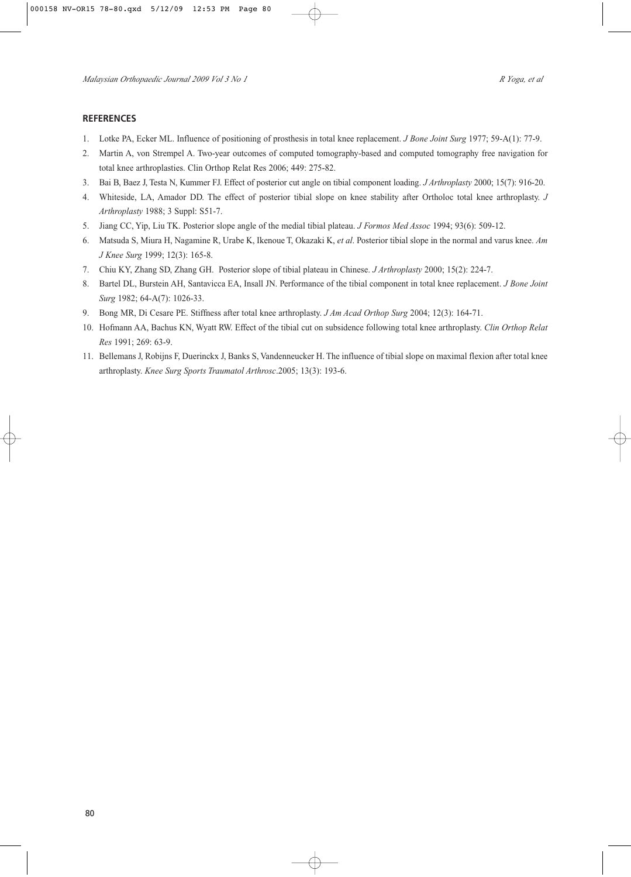## REFERENCES

1. Lotke PA, Ecker ML. Influence of positioning of prosthesis in total knee replacement. *J Bone Joint Surg* 1977; 59-A(1): 77-9.
2. Martin A, von Strempel A. Two-year outcomes of computed tomography-based and computed tomography free navigation for total knee arthroplasties. Clin Orthop Relat Res 2006; 449: 275-82.
3. Bai B, Baez J, Testa N, Kummer FJ. Effect of posterior cut angle on tibial component loading. *J Arthroplasty* 2000; 15(7): 916-20.
4. Whiteside, LA, Amador DD. The effect of posterior tibial slope on knee stability after Ortholoc total knee arthroplasty. *J Arthroplasty* 1988; 3 Suppl: S51-7.
5. Jiang CC, Yip, Liu TK. Posterior slope angle of the medial tibial plateau. *J Formos Med Assoc* 1994; 93(6): 509-12.
6. Matsuda S, Miura H, Nagamine R, Urabe K, Ikenoue T, Okazaki K, *et al*. Posterior tibial slope in the normal and varus knee. *Am J Knee Surg* 1999; 12(3): 165-8.
7. Chiu KY, Zhang SD, Zhang GH. Posterior slope of tibial plateau in Chinese. *J Arthroplasty* 2000; 15(2): 224-7.
8. Bartel DL, Burstein AH, Santavicca EA, Insall JN. Performance of the tibial component in total knee replacement. *J Bone Joint Surg* 1982; 64-A(7): 1026-33.
9. Bong MR, Di Cesare PE. Stiffness after total knee arthroplasty. *J Am Acad Orthop Surg* 2004; 12(3): 164-71.
10. Hofmann AA, Bachus KN, Wyatt RW. Effect of the tibial cut on subsidence following total knee arthroplasty. *Clin Orthop Relat Res* 1991; 269: 63-9.
11. Bellemans J, Robijns F, Duerinckx J, Banks S, Vandenneucker H. The influence of tibial slope on maximal flexion after total knee arthroplasty. *Knee Surg Sports Traumatol Arthrosc*.2005; 13(3): 193-6.